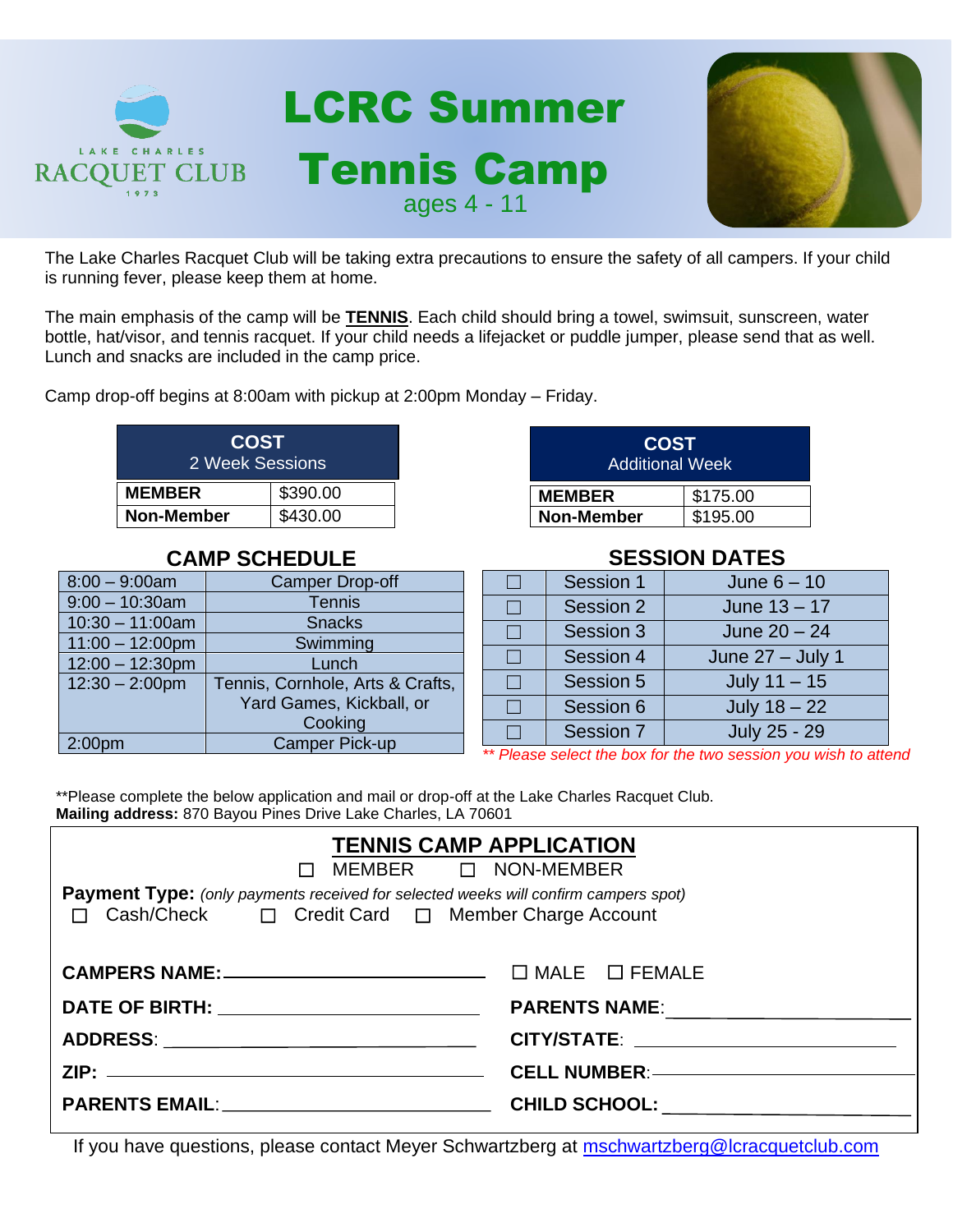LAKE CHARLES RACQUET CLUB 1973

# LCRC Summer Tennis Camp

ages 4 - 11

The Lake Charles Racquet Club will be taking extra precautions to ensure the safety of all campers. If your child is running fever, please keep them at home.

The main emphasis of the camp will be **TENNIS**. Each child should bring a towel, swimsuit, sunscreen, water bottle, hat/visor, and tennis racquet. If your child needs a lifejacket or puddle jumper, please send that as well. Lunch and snacks are included in the camp price.

Camp drop-off begins at 8:00am with pickup at 2:00pm Monday – Friday.

| **COST** 2 Week Sessions | |
|---|---|
| **MEMBER** | $390.00 |
| **Non-Member** | $430.00 |

| **COST** Additional Week | |
|---|---|
| **MEMBER** | $175.00 |
| **Non-Member** | $195.00 |

## CAMP SCHEDULE

| Time | Activity |
|---|---|
| 8:00 – 9:00am | Camper Drop-off |
| 9:00 – 10:30am | Tennis |
| 10:30 – 11:00am | Snacks |
| 11:00 – 12:00pm | Swimming |
| 12:00 – 12:30pm | Lunch |
| 12:30 – 2:00pm | Tennis, Cornhole, Arts & Crafts, Yard Games, Kickball, or Cooking |
| 2:00pm | Camper Pick-up |

## SESSION DATES

| | Session | Dates |
|---|---|---|
| ☐ | Session 1 | June 6 – 10 |
| ☐ | Session 2 | June 13 – 17 |
| ☐ | Session 3 | June 20 – 24 |
| ☐ | Session 4 | June 27 – July 1 |
| ☐ | Session 5 | July 11 – 15 |
| ☐ | Session 6 | July 18 – 22 |
| ☐ | Session 7 | July 25 - 29 |

*** Please select the box for the two session you wish to attend*

**Please complete the below application and mail or drop-off at the Lake Charles Racquet Club.
**Mailing address:** 870 Bayou Pines Drive Lake Charles, LA 70601

## TENNIS CAMP APPLICATION

☐ MEMBER ☐ NON-MEMBER

**Payment Type:** *(only payments received for selected weeks will confirm campers spot)*

☐ Cash/Check ☐ Credit Card ☐ Member Charge Account

**CAMPERS NAME:** ______________________ ☐ MALE ☐ FEMALE

**DATE OF BIRTH:** ______________________ **PARENTS NAME:** ______________________

**ADDRESS:** ______________________ **CITY/STATE:** ______________________

**ZIP:** ______________________ **CELL NUMBER:** ______________________

**PARENTS EMAIL:** ______________________ **CHILD SCHOOL:** ______________________

If you have questions, please contact Meyer Schwartzberg at mschwartzberg@lcracquetclub.com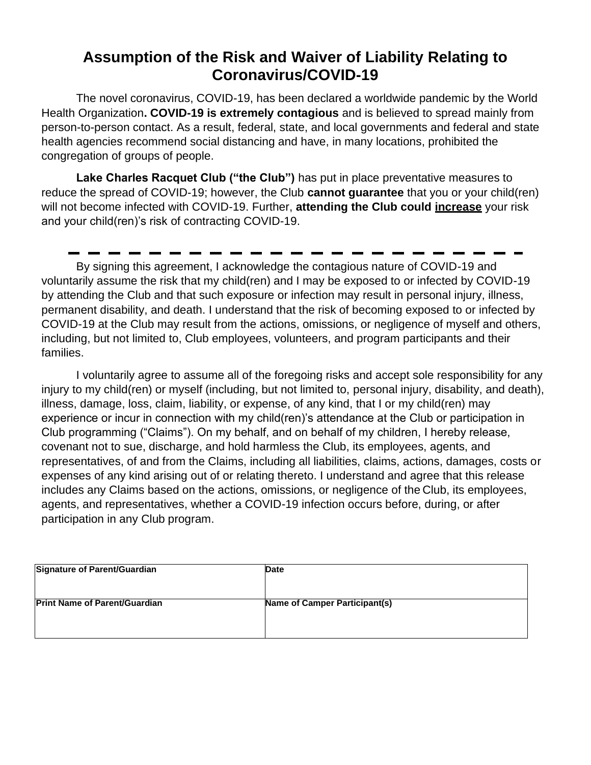## Assumption of the Risk and Waiver of Liability Relating to Coronavirus/COVID-19

The novel coronavirus, COVID-19, has been declared a worldwide pandemic by the World Health Organization**. COVID-19 is extremely contagious** and is believed to spread mainly from person-to-person contact. As a result, federal, state, and local governments and federal and state health agencies recommend social distancing and have, in many locations, prohibited the congregation of groups of people.

**Lake Charles Racquet Club ("the Club")** has put in place preventative measures to reduce the spread of COVID-19; however, the Club **cannot guarantee** that you or your child(ren) will not become infected with COVID-19. Further, **attending the Club could <u>increase</u>** your risk and your child(ren)'s risk of contracting COVID-19.

---

By signing this agreement, I acknowledge the contagious nature of COVID-19 and voluntarily assume the risk that my child(ren) and I may be exposed to or infected by COVID-19 by attending the Club and that such exposure or infection may result in personal injury, illness, permanent disability, and death. I understand that the risk of becoming exposed to or infected by COVID-19 at the Club may result from the actions, omissions, or negligence of myself and others, including, but not limited to, Club employees, volunteers, and program participants and their families.

I voluntarily agree to assume all of the foregoing risks and accept sole responsibility for any injury to my child(ren) or myself (including, but not limited to, personal injury, disability, and death), illness, damage, loss, claim, liability, or expense, of any kind, that I or my child(ren) may experience or incur in connection with my child(ren)'s attendance at the Club or participation in Club programming ("Claims"). On my behalf, and on behalf of my children, I hereby release, covenant not to sue, discharge, and hold harmless the Club, its employees, agents, and representatives, of and from the Claims, including all liabilities, claims, actions, damages, costs or expenses of any kind arising out of or relating thereto. I understand and agree that this release includes any Claims based on the actions, omissions, or negligence of the Club, its employees, agents, and representatives, whether a COVID-19 infection occurs before, during, or after participation in any Club program.

| | |
|---|---|
| **Signature of Parent/Guardian** | **Date** |
| **Print Name of Parent/Guardian** | **Name of Camper Participant(s)** |